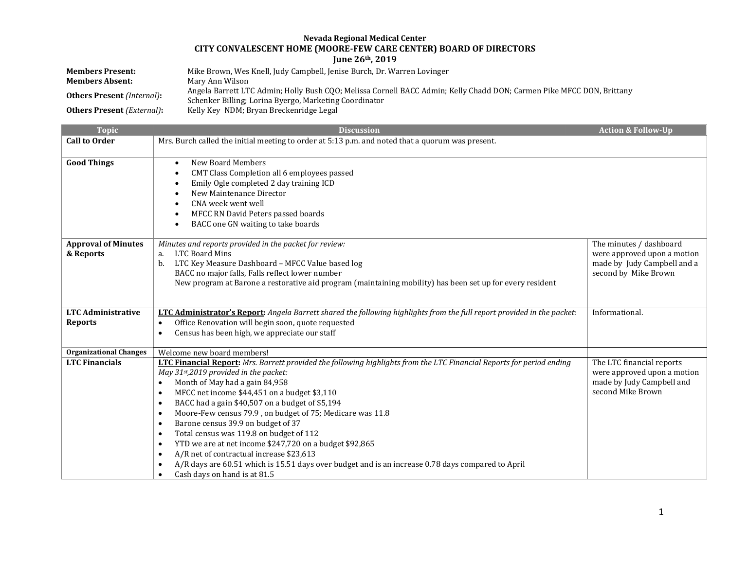**Nevada Regional Medical Center**
**CITY CONVALESCENT HOME (MOORE-FEW CARE CENTER) BOARD OF DIRECTORS**
**June 26th, 2019**

| | |
|---|---|
| **Members Present:** | Mike Brown, Wes Knell, Judy Campbell, Jenise Burch, Dr. Warren Lovinger |
| **Members Absent:** | Mary Ann Wilson |
| **Others Present** *(Internal)*: | Angela Barrett LTC Admin; Holly Bush CQO; Melissa Cornell BACC Admin; Kelly Chadd DON; Carmen Pike MFCC DON, Brittany Schenker Billing; Lorina Byergo, Marketing Coordinator |
| **Others Present** *(External)*: | Kelly Key NDM; Bryan Breckenridge Legal |

| Topic | Discussion | Action & Follow-Up |
|---|---|---|
| **Call to Order** | Mrs. Burch called the initial meeting to order at 5:13 p.m. and noted that a quorum was present. | |
| **Good Things** | • New Board Members<br>• CMT Class Completion all 6 employees passed<br>• Emily Ogle completed 2 day training ICD<br>• New Maintenance Director<br>• CNA week went well<br>• MFCC RN David Peters passed boards<br>• BACC one GN waiting to take boards | |
| **Approval of Minutes & Reports** | *Minutes and reports provided in the packet for review:*<br>a. LTC Board Mins<br>b. LTC Key Measure Dashboard – MFCC Value based log<br>BACC no major falls, Falls reflect lower number<br>New program at Barone a restorative aid program (maintaining mobility) has been set up for every resident | The minutes / dashboard were approved upon a motion made by Judy Campbell and a second by Mike Brown |
| **LTC Administrative Reports** | **LTC Administrator's Report:** *Angela Barrett shared the following highlights from the full report provided in the packet:*<br>• Office Renovation will begin soon, quote requested<br>• Census has been high, we appreciate our staff | Informational. |
| **Organizational Changes** | Welcome new board members! | |
| **LTC Financials** | **LTC Financial Report:** *Mrs. Barrett provided the following highlights from the LTC Financial Reports for period ending May 31st,2019 provided in the packet:*<br>• Month of May had a gain 84,958<br>• MFCC net income $44,451 on a budget $3,110<br>• BACC had a gain $40,507 on a budget of $5,194<br>• Moore-Few census 79.9 , on budget of 75; Medicare was 11.8<br>• Barone census 39.9 on budget of 37<br>• Total census was 119.8 on budget of 112<br>• YTD we are at net income $247,720 on a budget $92,865<br>• A/R net of contractual increase $23,613<br>• A/R days are 60.51 which is 15.51 days over budget and is an increase 0.78 days compared to April<br>• Cash days on hand is at 81.5 | The LTC financial reports were approved upon a motion made by Judy Campbell and second Mike Brown |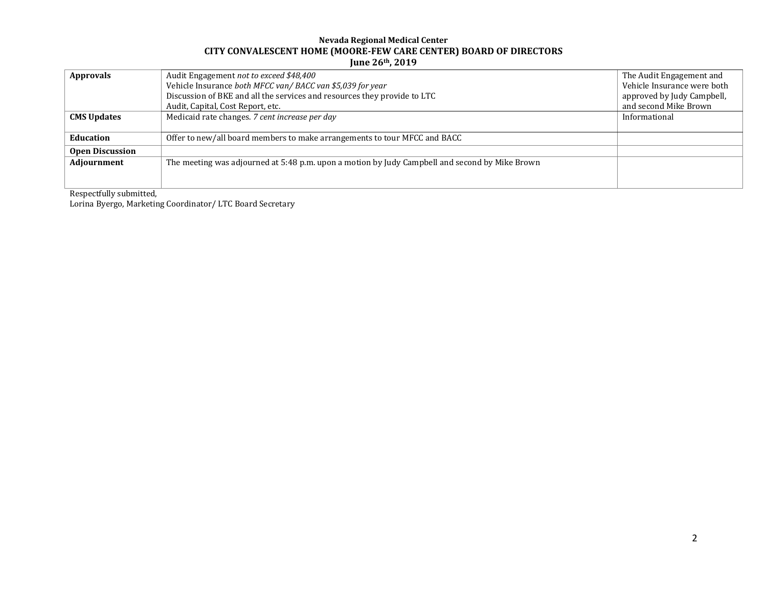**Nevada Regional Medical Center**
**CITY CONVALESCENT HOME (MOORE-FEW CARE CENTER) BOARD OF DIRECTORS**
**June 26th, 2019**

| | | |
|---|---|---|
| **Approvals** | Audit Engagement *not to exceed $48,400*<br>Vehicle Insurance *both MFCC van/ BACC van $5,039 for year*<br>Discussion of BKE and all the services and resources they provide to LTC<br>Audit, Capital, Cost Report, etc. | The Audit Engagement and Vehicle Insurance were both approved by Judy Campbell, and second Mike Brown |
| **CMS Updates** | Medicaid rate changes. *7 cent increase per day* | Informational |
| **Education** | Offer to new/all board members to make arrangements to tour MFCC and BACC | |
| **Open Discussion** | | |
| **Adjournment** | The meeting was adjourned at 5:48 p.m. upon a motion by Judy Campbell and second by Mike Brown | |

Respectfully submitted,
Lorina Byergo, Marketing Coordinator/ LTC Board Secretary